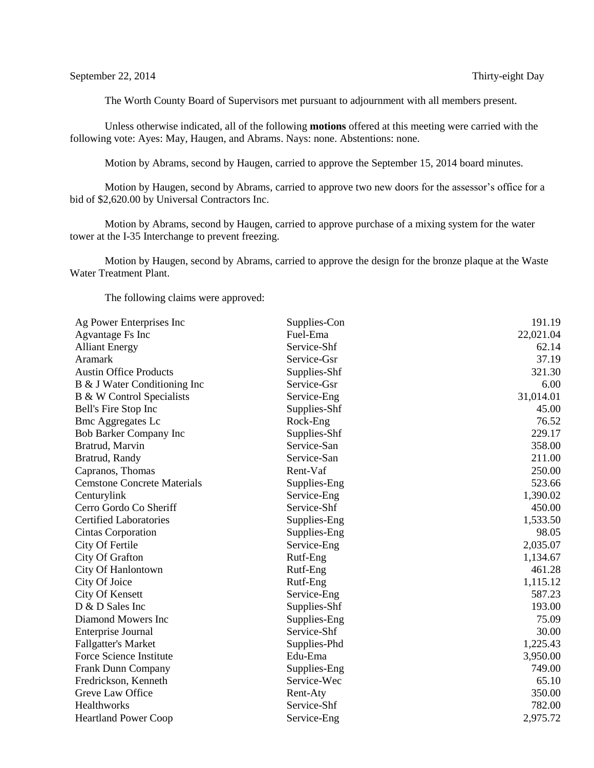September 22, 2014 Thirty-eight Day

The Worth County Board of Supervisors met pursuant to adjournment with all members present.

Unless otherwise indicated, all of the following **motions** offered at this meeting were carried with the following vote: Ayes: May, Haugen, and Abrams. Nays: none. Abstentions: none.

Motion by Abrams, second by Haugen, carried to approve the September 15, 2014 board minutes.

Motion by Haugen, second by Abrams, carried to approve two new doors for the assessor's office for a bid of $2,620.00 by Universal Contractors Inc.

Motion by Abrams, second by Haugen, carried to approve purchase of a mixing system for the water tower at the I-35 Interchange to prevent freezing.

Motion by Haugen, second by Abrams, carried to approve the design for the bronze plaque at the Waste Water Treatment Plant.

The following claims were approved:

| | | |
|---|---|---|
| Ag Power Enterprises Inc | Supplies-Con | 191.19 |
| Agvantage Fs Inc | Fuel-Ema | 22,021.04 |
| Alliant Energy | Service-Shf | 62.14 |
| Aramark | Service-Gsr | 37.19 |
| Austin Office Products | Supplies-Shf | 321.30 |
| B & J Water Conditioning Inc | Service-Gsr | 6.00 |
| B & W Control Specialists | Service-Eng | 31,014.01 |
| Bell's Fire Stop Inc | Supplies-Shf | 45.00 |
| Bmc Aggregates Lc | Rock-Eng | 76.52 |
| Bob Barker Company Inc | Supplies-Shf | 229.17 |
| Bratrud, Marvin | Service-San | 358.00 |
| Bratrud, Randy | Service-San | 211.00 |
| Capranos, Thomas | Rent-Vaf | 250.00 |
| Cemstone Concrete Materials | Supplies-Eng | 523.66 |
| Centurylink | Service-Eng | 1,390.02 |
| Cerro Gordo Co Sheriff | Service-Shf | 450.00 |
| Certified Laboratories | Supplies-Eng | 1,533.50 |
| Cintas Corporation | Supplies-Eng | 98.05 |
| City Of Fertile | Service-Eng | 2,035.07 |
| City Of Grafton | Rutf-Eng | 1,134.67 |
| City Of Hanlontown | Rutf-Eng | 461.28 |
| City Of Joice | Rutf-Eng | 1,115.12 |
| City Of Kensett | Service-Eng | 587.23 |
| D & D Sales Inc | Supplies-Shf | 193.00 |
| Diamond Mowers Inc | Supplies-Eng | 75.09 |
| Enterprise Journal | Service-Shf | 30.00 |
| Fallgatter's Market | Supplies-Phd | 1,225.43 |
| Force Science Institute | Edu-Ema | 3,950.00 |
| Frank Dunn Company | Supplies-Eng | 749.00 |
| Fredrickson, Kenneth | Service-Wec | 65.10 |
| Greve Law Office | Rent-Aty | 350.00 |
| Healthworks | Service-Shf | 782.00 |
| Heartland Power Coop | Service-Eng | 2,975.72 |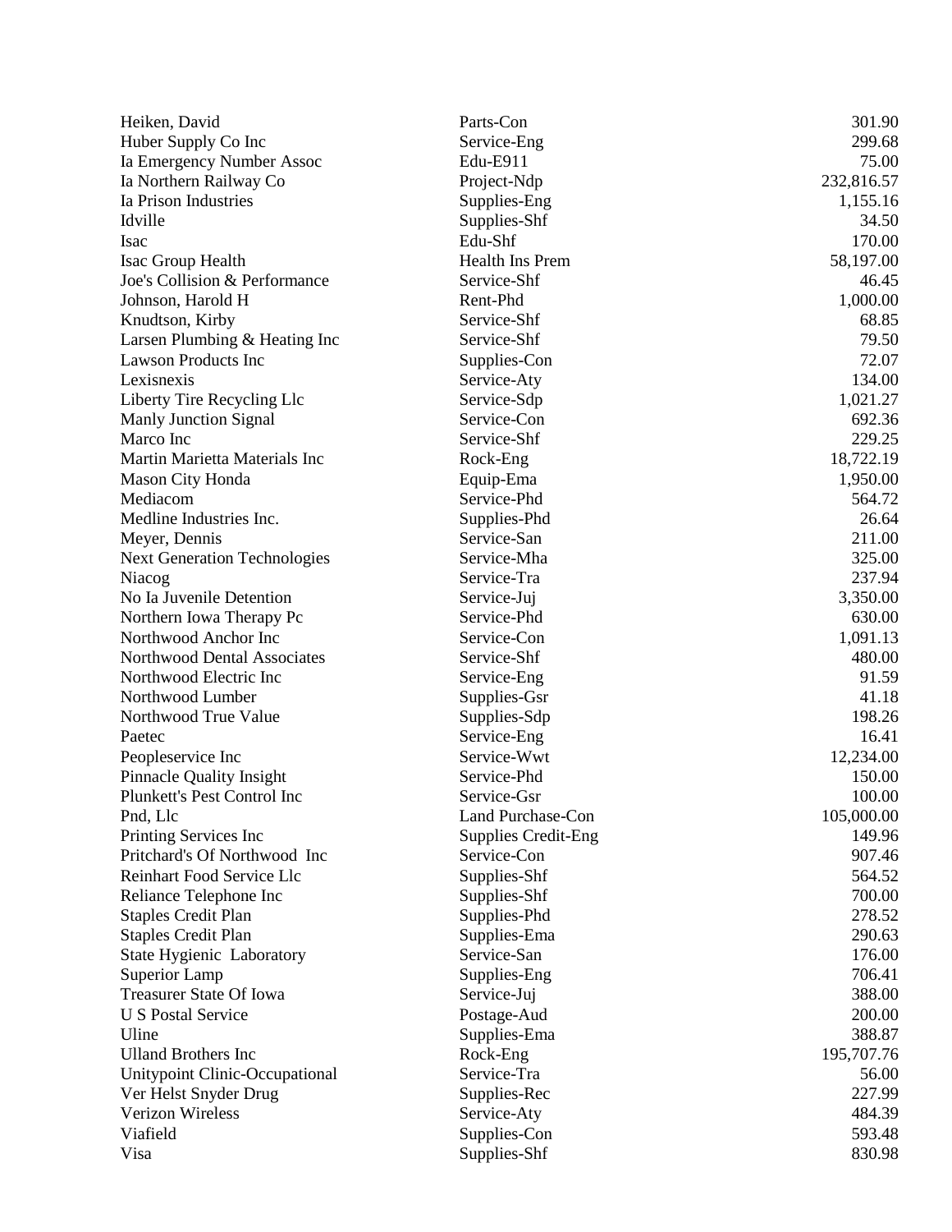| | | |
|---|---|---|
| Heiken, David | Parts-Con | 301.90 |
| Huber Supply Co Inc | Service-Eng | 299.68 |
| Ia Emergency Number Assoc | Edu-E911 | 75.00 |
| Ia Northern Railway Co | Project-Ndp | 232,816.57 |
| Ia Prison Industries | Supplies-Eng | 1,155.16 |
| Idville | Supplies-Shf | 34.50 |
| Isac | Edu-Shf | 170.00 |
| Isac Group Health | Health Ins Prem | 58,197.00 |
| Joe's Collision & Performance | Service-Shf | 46.45 |
| Johnson, Harold H | Rent-Phd | 1,000.00 |
| Knudtson, Kirby | Service-Shf | 68.85 |
| Larsen Plumbing & Heating Inc | Service-Shf | 79.50 |
| Lawson Products Inc | Supplies-Con | 72.07 |
| Lexisnexis | Service-Aty | 134.00 |
| Liberty Tire Recycling Llc | Service-Sdp | 1,021.27 |
| Manly Junction Signal | Service-Con | 692.36 |
| Marco Inc | Service-Shf | 229.25 |
| Martin Marietta Materials Inc | Rock-Eng | 18,722.19 |
| Mason City Honda | Equip-Ema | 1,950.00 |
| Mediacom | Service-Phd | 564.72 |
| Medline Industries Inc. | Supplies-Phd | 26.64 |
| Meyer, Dennis | Service-San | 211.00 |
| Next Generation Technologies | Service-Mha | 325.00 |
| Niacog | Service-Tra | 237.94 |
| No Ia Juvenile Detention | Service-Juj | 3,350.00 |
| Northern Iowa Therapy Pc | Service-Phd | 630.00 |
| Northwood Anchor Inc | Service-Con | 1,091.13 |
| Northwood Dental Associates | Service-Shf | 480.00 |
| Northwood Electric Inc | Service-Eng | 91.59 |
| Northwood Lumber | Supplies-Gsr | 41.18 |
| Northwood True Value | Supplies-Sdp | 198.26 |
| Paetec | Service-Eng | 16.41 |
| Peopleservice Inc | Service-Wwt | 12,234.00 |
| Pinnacle Quality Insight | Service-Phd | 150.00 |
| Plunkett's Pest Control Inc | Service-Gsr | 100.00 |
| Pnd, Llc | Land Purchase-Con | 105,000.00 |
| Printing Services Inc | Supplies Credit-Eng | 149.96 |
| Pritchard's Of Northwood Inc | Service-Con | 907.46 |
| Reinhart Food Service Llc | Supplies-Shf | 564.52 |
| Reliance Telephone Inc | Supplies-Shf | 700.00 |
| Staples Credit Plan | Supplies-Phd | 278.52 |
| Staples Credit Plan | Supplies-Ema | 290.63 |
| State Hygienic Laboratory | Service-San | 176.00 |
| Superior Lamp | Supplies-Eng | 706.41 |
| Treasurer State Of Iowa | Service-Juj | 388.00 |
| U S Postal Service | Postage-Aud | 200.00 |
| Uline | Supplies-Ema | 388.87 |
| Ulland Brothers Inc | Rock-Eng | 195,707.76 |
| Unitypoint Clinic-Occupational | Service-Tra | 56.00 |
| Ver Helst Snyder Drug | Supplies-Rec | 227.99 |
| Verizon Wireless | Service-Aty | 484.39 |
| Viafield | Supplies-Con | 593.48 |
| Visa | Supplies-Shf | 830.98 |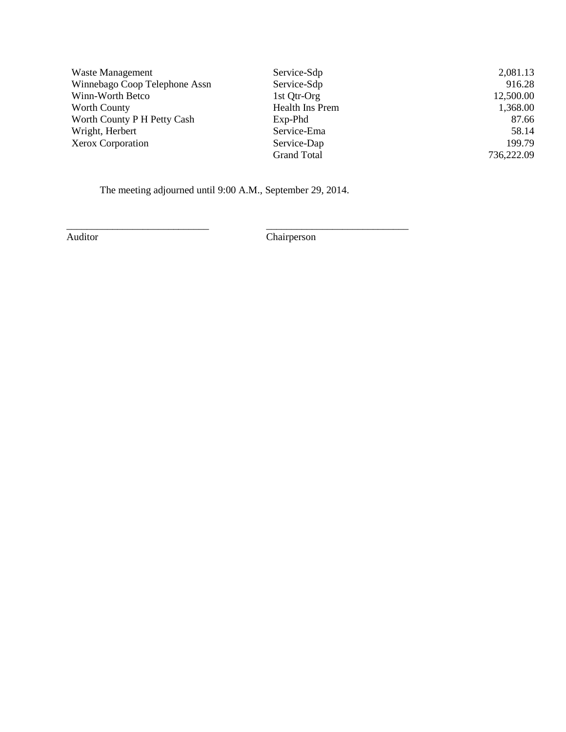| | | |
|---|---|---|
| Waste Management | Service-Sdp | 2,081.13 |
| Winnebago Coop Telephone Assn | Service-Sdp | 916.28 |
| Winn-Worth Betco | 1st Qtr-Org | 12,500.00 |
| Worth County | Health Ins Prem | 1,368.00 |
| Worth County P H Petty Cash | Exp-Phd | 87.66 |
| Wright, Herbert | Service-Ema | 58.14 |
| Xerox Corporation | Service-Dap | 199.79 |
| | Grand Total | 736,222.09 |

The meeting adjourned until 9:00 A.M., September 29, 2014.

\_\_\_\_\_\_\_\_\_\_\_\_\_\_\_\_\_\_\_\_\_\_\_\_\_\_\_\_ \_\_\_\_\_\_\_\_\_\_\_\_\_\_\_\_\_\_\_\_\_\_\_\_\_\_\_\_

Auditor Chairperson